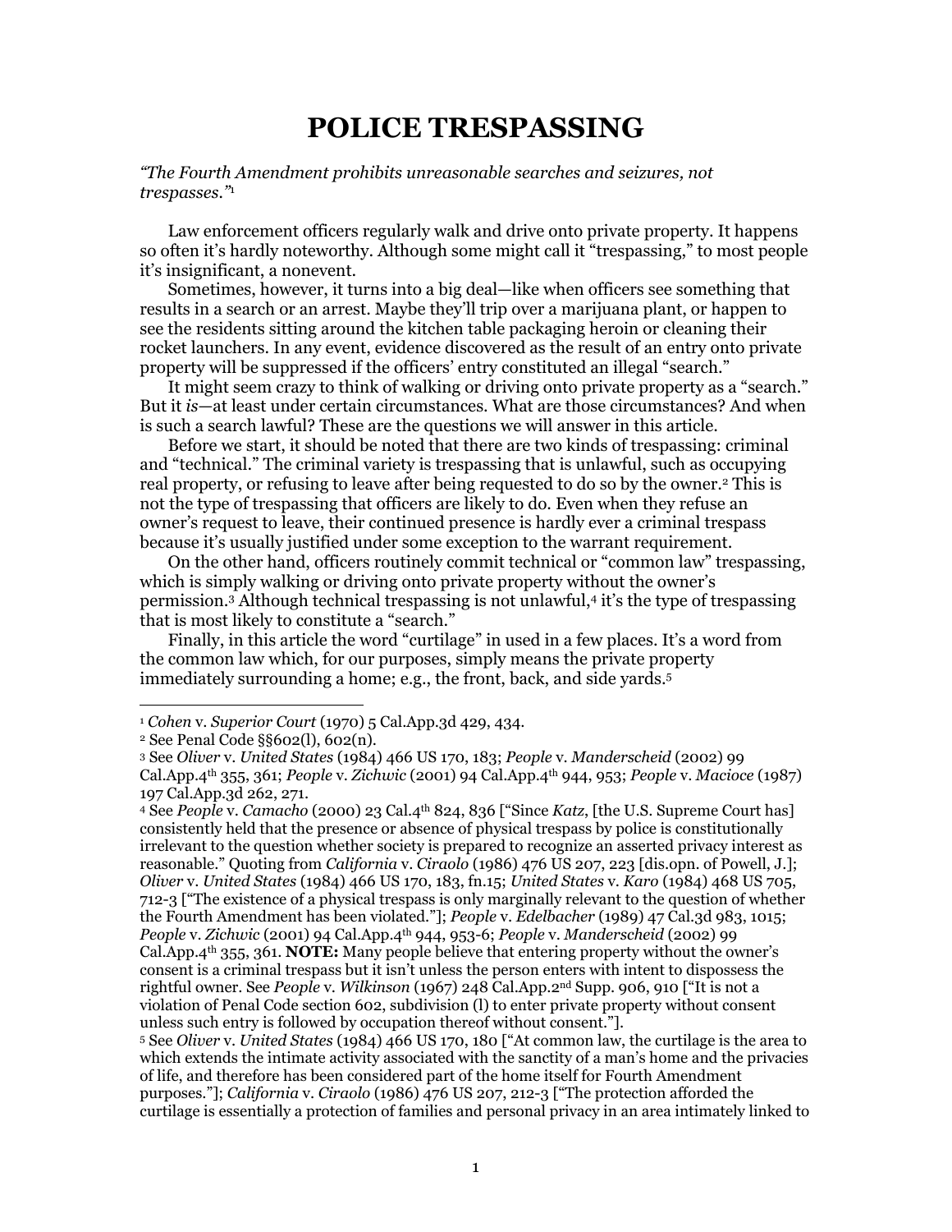# POLICE TRESPASSING

*"The Fourth Amendment prohibits unreasonable searches and seizures, not trespasses."*[1]

Law enforcement officers regularly walk and drive onto private property. It happens so often it's hardly noteworthy. Although some might call it "trespassing," to most people it's insignificant, a nonevent.

Sometimes, however, it turns into a big deal—like when officers see something that results in a search or an arrest. Maybe they'll trip over a marijuana plant, or happen to see the residents sitting around the kitchen table packaging heroin or cleaning their rocket launchers. In any event, evidence discovered as the result of an entry onto private property will be suppressed if the officers' entry constituted an illegal "search."

It might seem crazy to think of walking or driving onto private property as a "search." But it *is*—at least under certain circumstances. What are those circumstances? And when is such a search lawful? These are the questions we will answer in this article.

Before we start, it should be noted that there are two kinds of trespassing: criminal and "technical." The criminal variety is trespassing that is unlawful, such as occupying real property, or refusing to leave after being requested to do so by the owner.[2] This is not the type of trespassing that officers are likely to do. Even when they refuse an owner's request to leave, their continued presence is hardly ever a criminal trespass because it's usually justified under some exception to the warrant requirement.

On the other hand, officers routinely commit technical or "common law" trespassing, which is simply walking or driving onto private property without the owner's permission.[3] Although technical trespassing is not unlawful,[4] it's the type of trespassing that is most likely to constitute a "search."

Finally, in this article the word "curtilage" in used in a few places. It's a word from the common law which, for our purposes, simply means the private property immediately surrounding a home; e.g., the front, back, and side yards.[5]

---

[1] *Cohen* v. *Superior Court* (1970) 5 Cal.App.3d 429, 434.

[2] See Penal Code §§602(l), 602(n).

[3] See *Oliver* v. *United States* (1984) 466 US 170, 183; *People* v. *Manderscheid* (2002) 99 Cal.App.4th 355, 361; *People* v. *Zichwic* (2001) 94 Cal.App.4th 944, 953; *People* v. *Macioce* (1987) 197 Cal.App.3d 262, 271.

[4] See *People* v. *Camacho* (2000) 23 Cal.4th 824, 836 ["Since *Katz*, [the U.S. Supreme Court has] consistently held that the presence or absence of physical trespass by police is constitutionally irrelevant to the question whether society is prepared to recognize an asserted privacy interest as reasonable." Quoting from *California* v. *Ciraolo* (1986) 476 US 207, 223 [dis.opn. of Powell, J.]; *Oliver* v. *United States* (1984) 466 US 170, 183, fn.15; *United States* v. *Karo* (1984) 468 US 705, 712-3 ["The existence of a physical trespass is only marginally relevant to the question of whether the Fourth Amendment has been violated."]; *People* v. *Edelbacher* (1989) 47 Cal.3d 983, 1015; *People* v. *Zichwic* (2001) 94 Cal.App.4th 944, 953-6; *People* v. *Manderscheid* (2002) 99 Cal.App.4th 355, 361. **NOTE:** Many people believe that entering property without the owner's consent is a criminal trespass but it isn't unless the person enters with intent to dispossess the rightful owner. See *People* v. *Wilkinson* (1967) 248 Cal.App.2nd Supp. 906, 910 ["It is not a violation of Penal Code section 602, subdivision (l) to enter private property without consent unless such entry is followed by occupation thereof without consent."].

[5] See *Oliver* v. *United States* (1984) 466 US 170, 180 ["At common law, the curtilage is the area to which extends the intimate activity associated with the sanctity of a man's home and the privacies of life, and therefore has been considered part of the home itself for Fourth Amendment purposes."]; *California* v. *Ciraolo* (1986) 476 US 207, 212-3 ["The protection afforded the curtilage is essentially a protection of families and personal privacy in an area intimately linked to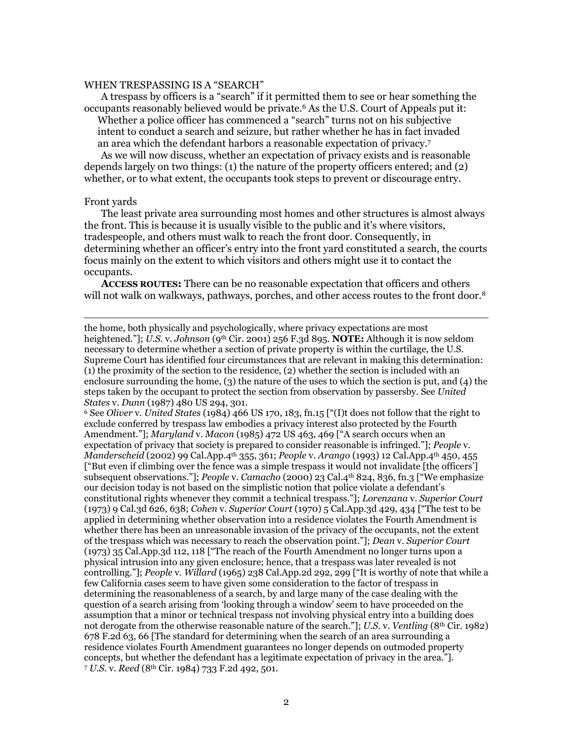## WHEN TRESPASSING IS A "SEARCH"

A trespass by officers is a "search" if it permitted them to see or hear something the occupants reasonably believed would be private.[6] As the U.S. Court of Appeals put it:

> Whether a police officer has commenced a "search" turns not on his subjective intent to conduct a search and seizure, but rather whether he has in fact invaded an area which the defendant harbors a reasonable expectation of privacy.[7]

As we will now discuss, whether an expectation of privacy exists and is reasonable depends largely on two things: (1) the nature of the property officers entered; and (2) whether, or to what extent, the occupants took steps to prevent or discourage entry.

### Front yards

The least private area surrounding most homes and other structures is almost always the front. This is because it is usually visible to the public and it's where visitors, tradespeople, and others must walk to reach the front door. Consequently, in determining whether an officer's entry into the front yard constituted a search, the courts focus mainly on the extent to which visitors and others might use it to contact the occupants.

**ACCESS ROUTES:** There can be no reasonable expectation that officers and others will not walk on walkways, pathways, porches, and other access routes to the front door.[8]

---

the home, both physically and psychologically, where privacy expectations are most heightened."]; *U.S.* v. *Johnson* (9th Cir. 2001) 256 F.3d 895. **NOTE:** Although it is now seldom necessary to determine whether a section of private property is within the curtilage, the U.S. Supreme Court has identified four circumstances that are relevant in making this determination: (1) the proximity of the section to the residence, (2) whether the section is included with an enclosure surrounding the home, (3) the nature of the uses to which the section is put, and (4) the steps taken by the occupant to protect the section from observation by passersby. See *United States* v. *Dunn* (1987) 480 US 294, 301.

[6] See *Oliver* v. *United States* (1984) 466 US 170, 183, fn.15 ["(I)t does not follow that the right to exclude conferred by trespass law embodies a privacy interest also protected by the Fourth Amendment."]; *Maryland* v. *Macon* (1985) 472 US 463, 469 ["A search occurs when an expectation of privacy that society is prepared to consider reasonable is infringed."]; *People* v. *Manderscheid* (2002) 99 Cal.App.4th 355, 361; *People* v. *Arango* (1993) 12 Cal.App.4th 450, 455 ["But even if climbing over the fence was a simple trespass it would not invalidate [the officers'] subsequent observations."]; *People* v. *Camacho* (2000) 23 Cal.4th 824, 836, fn.3 ["We emphasize our decision today is not based on the simplistic notion that police violate a defendant's constitutional rights whenever they commit a technical trespass."]; *Lorenzana* v. *Superior Court* (1973) 9 Cal.3d 626, 638; *Cohen* v. *Superior Court* (1970) 5 Cal.App.3d 429, 434 ["The test to be applied in determining whether observation into a residence violates the Fourth Amendment is whether there has been an unreasonable invasion of the privacy of the occupants, not the extent of the trespass which was necessary to reach the observation point."]; *Dean* v. *Superior Court* (1973) 35 Cal.App.3d 112, 118 ["The reach of the Fourth Amendment no longer turns upon a physical intrusion into any given enclosure; hence, that a trespass was later revealed is not controlling."]; *People* v. *Willard* (1965) 238 Cal.App.2d 292, 299 ["It is worthy of note that while a few California cases seem to have given some consideration to the factor of trespass in determining the reasonableness of a search, by and large many of the case dealing with the question of a search arising from 'looking through a window' seem to have proceeded on the assumption that a minor or technical trespass not involving physical entry into a building does not derogate from the otherwise reasonable nature of the search."]; *U.S.* v. *Ventling* (8th Cir. 1982) 678 F.2d 63, 66 [The standard for determining when the search of an area surrounding a residence violates Fourth Amendment guarantees no longer depends on outmoded property concepts, but whether the defendant has a legitimate expectation of privacy in the area."].

[7] *U.S.* v. *Reed* (8th Cir. 1984) 733 F.2d 492, 501.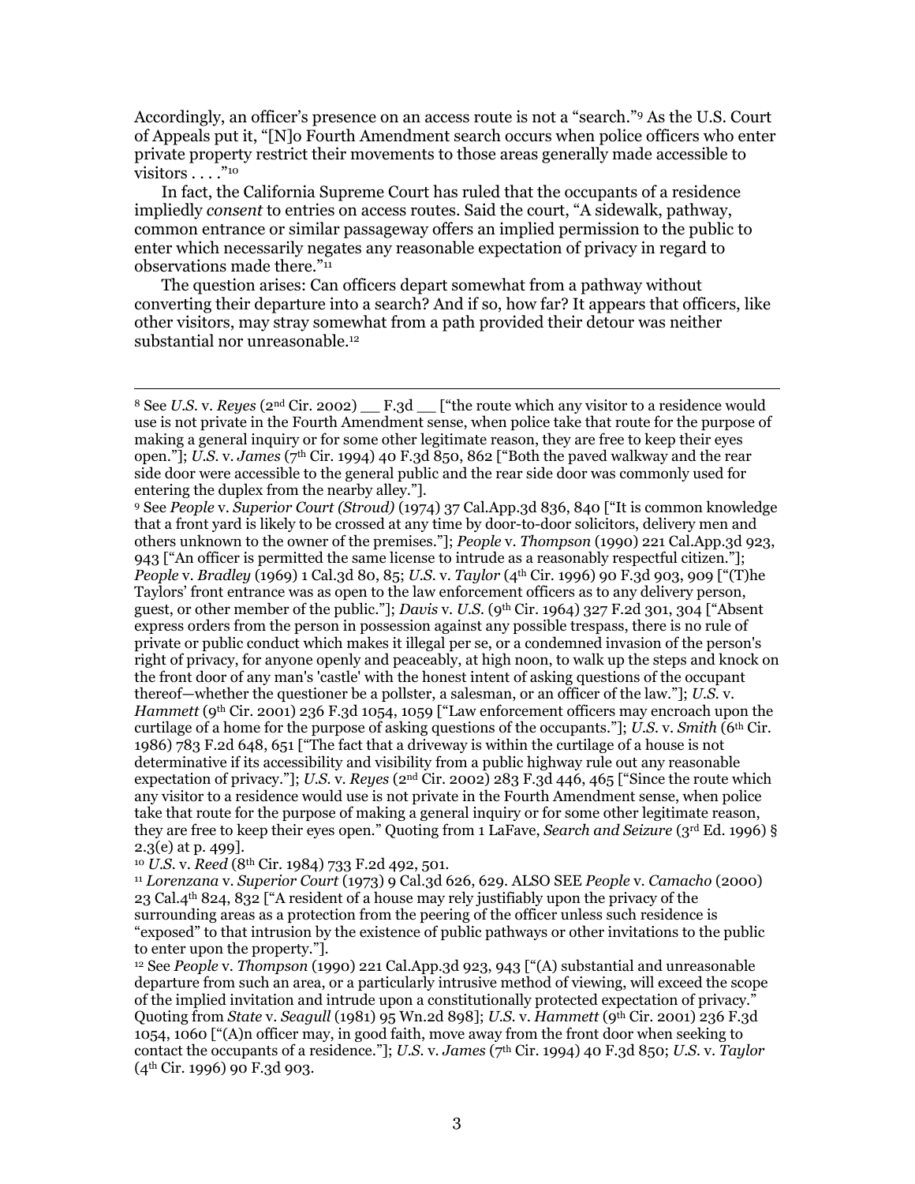Accordingly, an officer's presence on an access route is not a "search."[9] As the U.S. Court of Appeals put it, "[N]o Fourth Amendment search occurs when police officers who enter private property restrict their movements to those areas generally made accessible to visitors . . . ."[10]

In fact, the California Supreme Court has ruled that the occupants of a residence impliedly *consent* to entries on access routes. Said the court, "A sidewalk, pathway, common entrance or similar passageway offers an implied permission to the public to enter which necessarily negates any reasonable expectation of privacy in regard to observations made there."[11]

The question arises: Can officers depart somewhat from a pathway without converting their departure into a search? And if so, how far? It appears that officers, like other visitors, may stray somewhat from a path provided their detour was neither substantial nor unreasonable.[12]

---

[8] See *U.S.* v. *Reyes* (2nd Cir. 2002) __ F.3d __ ["the route which any visitor to a residence would use is not private in the Fourth Amendment sense, when police take that route for the purpose of making a general inquiry or for some other legitimate reason, they are free to keep their eyes open."]; *U.S.* v. *James* (7th Cir. 1994) 40 F.3d 850, 862 ["Both the paved walkway and the rear side door were accessible to the general public and the rear side door was commonly used for entering the duplex from the nearby alley."].

[9] See *People* v. *Superior Court (Stroud)* (1974) 37 Cal.App.3d 836, 840 ["It is common knowledge that a front yard is likely to be crossed at any time by door-to-door solicitors, delivery men and others unknown to the owner of the premises."]; *People* v. *Thompson* (1990) 221 Cal.App.3d 923, 943 ["An officer is permitted the same license to intrude as a reasonably respectful citizen."]; *People* v. *Bradley* (1969) 1 Cal.3d 80, 85; *U.S.* v. *Taylor* (4th Cir. 1996) 90 F.3d 903, 909 ["(T)he Taylors' front entrance was as open to the law enforcement officers as to any delivery person, guest, or other member of the public."]; *Davis* v. *U.S.* (9th Cir. 1964) 327 F.2d 301, 304 ["Absent express orders from the person in possession against any possible trespass, there is no rule of private or public conduct which makes it illegal per se, or a condemned invasion of the person's right of privacy, for anyone openly and peaceably, at high noon, to walk up the steps and knock on the front door of any man's 'castle' with the honest intent of asking questions of the occupant thereof—whether the questioner be a pollster, a salesman, or an officer of the law."]; *U.S.* v. *Hammett* (9th Cir. 2001) 236 F.3d 1054, 1059 ["Law enforcement officers may encroach upon the curtilage of a home for the purpose of asking questions of the occupants."]; *U.S.* v. *Smith* (6th Cir. 1986) 783 F.2d 648, 651 ["The fact that a driveway is within the curtilage of a house is not determinative if its accessibility and visibility from a public highway rule out any reasonable expectation of privacy."]; *U.S.* v. *Reyes* (2nd Cir. 2002) 283 F.3d 446, 465 ["Since the route which any visitor to a residence would use is not private in the Fourth Amendment sense, when police take that route for the purpose of making a general inquiry or for some other legitimate reason, they are free to keep their eyes open." Quoting from 1 LaFave, *Search and Seizure* (3rd Ed. 1996) § 2.3(e) at p. 499].

[10] *U.S.* v. *Reed* (8th Cir. 1984) 733 F.2d 492, 501.

[11] *Lorenzana* v. *Superior Court* (1973) 9 Cal.3d 626, 629. ALSO SEE *People* v. *Camacho* (2000) 23 Cal.4th 824, 832 ["A resident of a house may rely justifiably upon the privacy of the surrounding areas as a protection from the peering of the officer unless such residence is "exposed" to that intrusion by the existence of public pathways or other invitations to the public to enter upon the property."].

[12] See *People* v. *Thompson* (1990) 221 Cal.App.3d 923, 943 ["(A) substantial and unreasonable departure from such an area, or a particularly intrusive method of viewing, will exceed the scope of the implied invitation and intrude upon a constitutionally protected expectation of privacy." Quoting from *State* v. *Seagull* (1981) 95 Wn.2d 898]; *U.S.* v. *Hammett* (9th Cir. 2001) 236 F.3d 1054, 1060 ["(A)n officer may, in good faith, move away from the front door when seeking to contact the occupants of a residence."]; *U.S.* v. *James* (7th Cir. 1994) 40 F.3d 850; *U.S.* v. *Taylor* (4th Cir. 1996) 90 F.3d 903.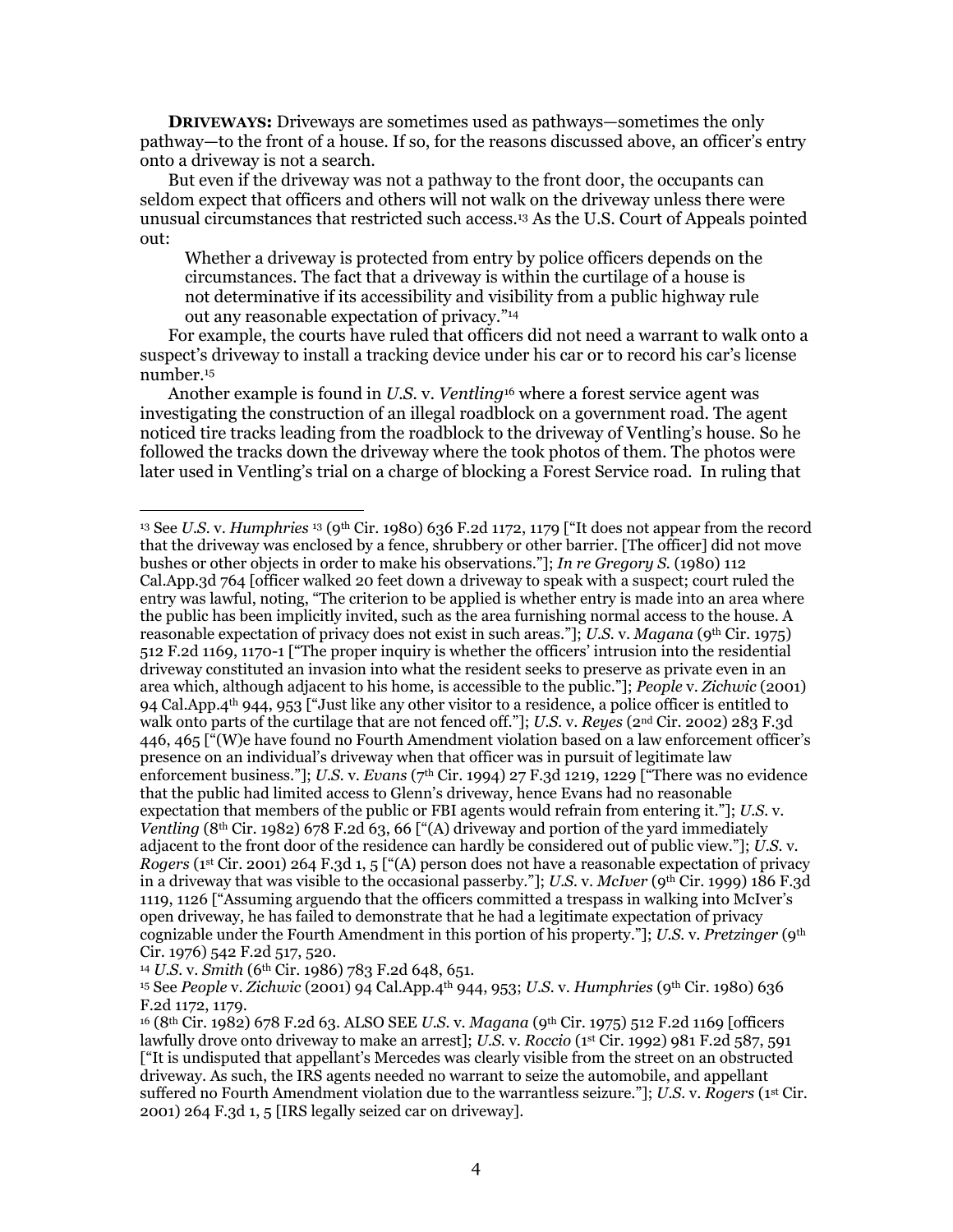**DRIVEWAYS:** Driveways are sometimes used as pathways—sometimes the only pathway—to the front of a house. If so, for the reasons discussed above, an officer's entry onto a driveway is not a search.

But even if the driveway was not a pathway to the front door, the occupants can seldom expect that officers and others will not walk on the driveway unless there were unusual circumstances that restricted such access.[13] As the U.S. Court of Appeals pointed out:

> Whether a driveway is protected from entry by police officers depends on the circumstances. The fact that a driveway is within the curtilage of a house is not determinative if its accessibility and visibility from a public highway rule out any reasonable expectation of privacy."[14]

For example, the courts have ruled that officers did not need a warrant to walk onto a suspect's driveway to install a tracking device under his car or to record his car's license number.[15]

Another example is found in *U.S.* v. *Ventling*[16] where a forest service agent was investigating the construction of an illegal roadblock on a government road. The agent noticed tire tracks leading from the roadblock to the driveway of Ventling's house. So he followed the tracks down the driveway where the took photos of them. The photos were later used in Ventling's trial on a charge of blocking a Forest Service road. In ruling that

---

[13] See *U.S.* v. *Humphries* [13] (9th Cir. 1980) 636 F.2d 1172, 1179 ["It does not appear from the record that the driveway was enclosed by a fence, shrubbery or other barrier. [The officer] did not move bushes or other objects in order to make his observations."]; *In re Gregory S.* (1980) 112 Cal.App.3d 764 [officer walked 20 feet down a driveway to speak with a suspect; court ruled the entry was lawful, noting, "The criterion to be applied is whether entry is made into an area where the public has been implicitly invited, such as the area furnishing normal access to the house. A reasonable expectation of privacy does not exist in such areas."]; *U.S.* v. *Magana* (9th Cir. 1975) 512 F.2d 1169, 1170-1 ["The proper inquiry is whether the officers' intrusion into the residential driveway constituted an invasion into what the resident seeks to preserve as private even in an area which, although adjacent to his home, is accessible to the public."]; *People* v. *Zichwic* (2001) 94 Cal.App.4th 944, 953 ["Just like any other visitor to a residence, a police officer is entitled to walk onto parts of the curtilage that are not fenced off."]; *U.S.* v. *Reyes* (2nd Cir. 2002) 283 F.3d 446, 465 ["(W)e have found no Fourth Amendment violation based on a law enforcement officer's presence on an individual's driveway when that officer was in pursuit of legitimate law enforcement business."]; *U.S.* v. *Evans* (7th Cir. 1994) 27 F.3d 1219, 1229 ["There was no evidence that the public had limited access to Glenn's driveway, hence Evans had no reasonable expectation that members of the public or FBI agents would refrain from entering it."]; *U.S.* v. *Ventling* (8th Cir. 1982) 678 F.2d 63, 66 ["(A) driveway and portion of the yard immediately adjacent to the front door of the residence can hardly be considered out of public view."]; *U.S.* v. *Rogers* (1st Cir. 2001) 264 F.3d 1, 5 ["(A) person does not have a reasonable expectation of privacy in a driveway that was visible to the occasional passerby."]; *U.S.* v. *McIver* (9th Cir. 1999) 186 F.3d 1119, 1126 ["Assuming arguendo that the officers committed a trespass in walking into McIver's open driveway, he has failed to demonstrate that he had a legitimate expectation of privacy cognizable under the Fourth Amendment in this portion of his property."]; *U.S.* v. *Pretzinger* (9th Cir. 1976) 542 F.2d 517, 520.

[14] *U.S.* v. *Smith* (6th Cir. 1986) 783 F.2d 648, 651.

[15] See *People* v. *Zichwic* (2001) 94 Cal.App.4th 944, 953; *U.S.* v. *Humphries* (9th Cir. 1980) 636 F.2d 1172, 1179.

[16] (8th Cir. 1982) 678 F.2d 63. ALSO SEE *U.S.* v. *Magana* (9th Cir. 1975) 512 F.2d 1169 [officers lawfully drove onto driveway to make an arrest]; *U.S.* v. *Roccio* (1st Cir. 1992) 981 F.2d 587, 591 ["It is undisputed that appellant's Mercedes was clearly visible from the street on an obstructed driveway. As such, the IRS agents needed no warrant to seize the automobile, and appellant suffered no Fourth Amendment violation due to the warrantless seizure."]; *U.S.* v. *Rogers* (1st Cir. 2001) 264 F.3d 1, 5 [IRS legally seized car on driveway].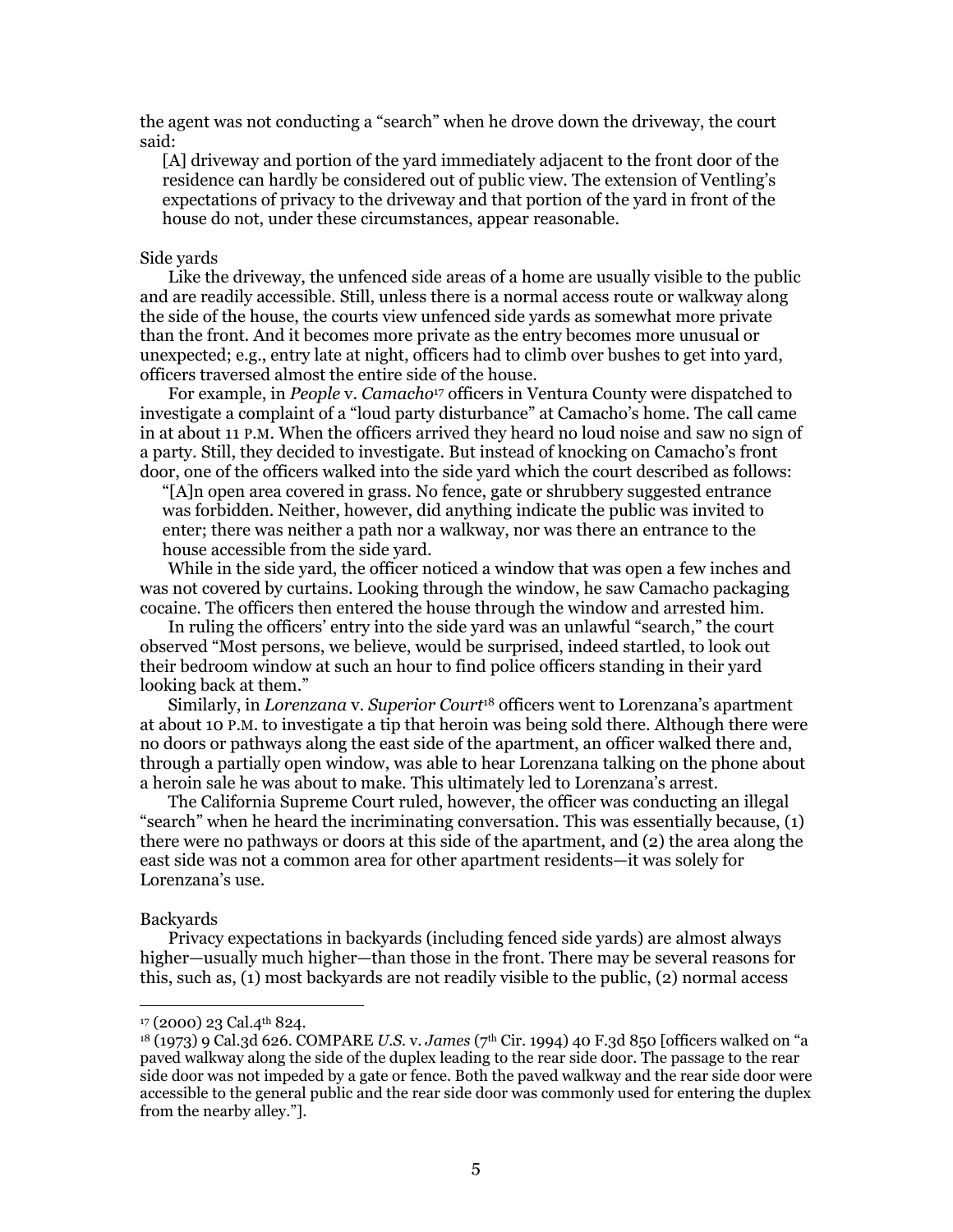the agent was not conducting a "search" when he drove down the driveway, the court said:

> [A] driveway and portion of the yard immediately adjacent to the front door of the residence can hardly be considered out of public view. The extension of Ventling's expectations of privacy to the driveway and that portion of the yard in front of the house do not, under these circumstances, appear reasonable.

Side yards

Like the driveway, the unfenced side areas of a home are usually visible to the public and are readily accessible. Still, unless there is a normal access route or walkway along the side of the house, the courts view unfenced side yards as somewhat more private than the front. And it becomes more private as the entry becomes more unusual or unexpected; e.g., entry late at night, officers had to climb over bushes to get into yard, officers traversed almost the entire side of the house.

For example, in *People* v. *Camacho*[17] officers in Ventura County were dispatched to investigate a complaint of a "loud party disturbance" at Camacho's home. The call came in at about 11 P.M. When the officers arrived they heard no loud noise and saw no sign of a party. Still, they decided to investigate. But instead of knocking on Camacho's front door, one of the officers walked into the side yard which the court described as follows:

> "[A]n open area covered in grass. No fence, gate or shrubbery suggested entrance was forbidden. Neither, however, did anything indicate the public was invited to enter; there was neither a path nor a walkway, nor was there an entrance to the house accessible from the side yard.

While in the side yard, the officer noticed a window that was open a few inches and was not covered by curtains. Looking through the window, he saw Camacho packaging cocaine. The officers then entered the house through the window and arrested him.

In ruling the officers' entry into the side yard was an unlawful "search," the court observed "Most persons, we believe, would be surprised, indeed startled, to look out their bedroom window at such an hour to find police officers standing in their yard looking back at them."

Similarly, in *Lorenzana* v. *Superior Court*[18] officers went to Lorenzana's apartment at about 10 P.M. to investigate a tip that heroin was being sold there. Although there were no doors or pathways along the east side of the apartment, an officer walked there and, through a partially open window, was able to hear Lorenzana talking on the phone about a heroin sale he was about to make. This ultimately led to Lorenzana's arrest.

The California Supreme Court ruled, however, the officer was conducting an illegal "search" when he heard the incriminating conversation. This was essentially because, (1) there were no pathways or doors at this side of the apartment, and (2) the area along the east side was not a common area for other apartment residents—it was solely for Lorenzana's use.

Backyards

Privacy expectations in backyards (including fenced side yards) are almost always higher—usually much higher—than those in the front. There may be several reasons for this, such as, (1) most backyards are not readily visible to the public, (2) normal access

---

[17] (2000) 23 Cal.4th 824.

[18] (1973) 9 Cal.3d 626. COMPARE *U.S.* v. *James* (7th Cir. 1994) 40 F.3d 850 [officers walked on "a paved walkway along the side of the duplex leading to the rear side door. The passage to the rear side door was not impeded by a gate or fence. Both the paved walkway and the rear side door were accessible to the general public and the rear side door was commonly used for entering the duplex from the nearby alley."].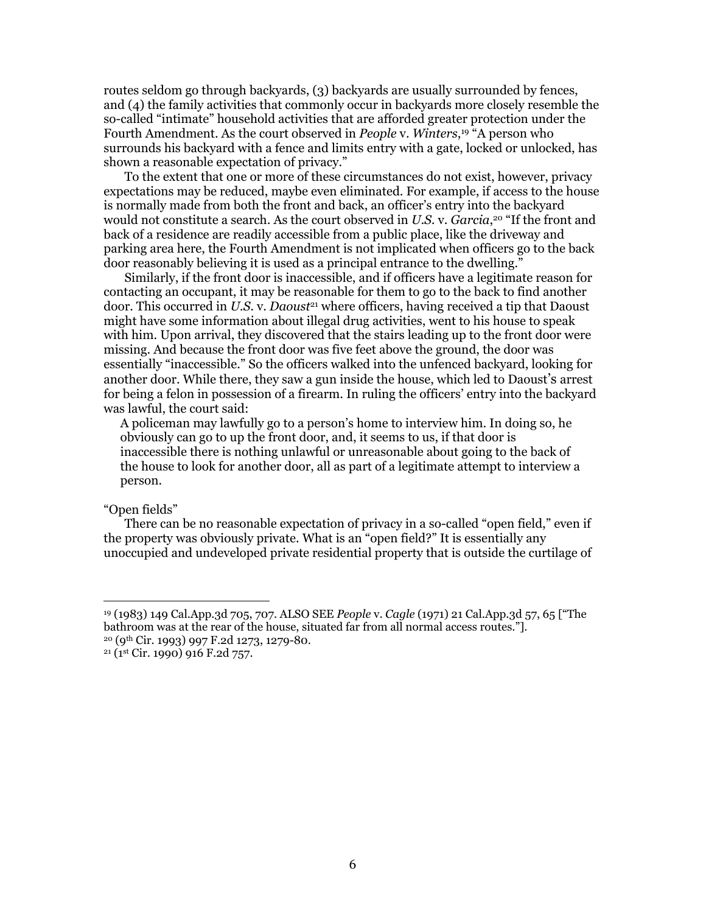routes seldom go through backyards, (3) backyards are usually surrounded by fences, and (4) the family activities that commonly occur in backyards more closely resemble the so-called "intimate" household activities that are afforded greater protection under the Fourth Amendment. As the court observed in *People* v. *Winters*,[19] "A person who surrounds his backyard with a fence and limits entry with a gate, locked or unlocked, has shown a reasonable expectation of privacy."

To the extent that one or more of these circumstances do not exist, however, privacy expectations may be reduced, maybe even eliminated. For example, if access to the house is normally made from both the front and back, an officer's entry into the backyard would not constitute a search. As the court observed in *U.S.* v. *Garcia*,[20] "If the front and back of a residence are readily accessible from a public place, like the driveway and parking area here, the Fourth Amendment is not implicated when officers go to the back door reasonably believing it is used as a principal entrance to the dwelling."

Similarly, if the front door is inaccessible, and if officers have a legitimate reason for contacting an occupant, it may be reasonable for them to go to the back to find another door. This occurred in *U.S.* v. *Daoust*[21] where officers, having received a tip that Daoust might have some information about illegal drug activities, went to his house to speak with him. Upon arrival, they discovered that the stairs leading up to the front door were missing. And because the front door was five feet above the ground, the door was essentially "inaccessible." So the officers walked into the unfenced backyard, looking for another door. While there, they saw a gun inside the house, which led to Daoust's arrest for being a felon in possession of a firearm. In ruling the officers' entry into the backyard was lawful, the court said:

> A policeman may lawfully go to a person's home to interview him. In doing so, he obviously can go to up the front door, and, it seems to us, if that door is inaccessible there is nothing unlawful or unreasonable about going to the back of the house to look for another door, all as part of a legitimate attempt to interview a person.

"Open fields"

There can be no reasonable expectation of privacy in a so-called "open field," even if the property was obviously private. What is an "open field?" It is essentially any unoccupied and undeveloped private residential property that is outside the curtilage of

---

[19] (1983) 149 Cal.App.3d 705, 707. ALSO SEE *People* v. *Cagle* (1971) 21 Cal.App.3d 57, 65 ["The bathroom was at the rear of the house, situated far from all normal access routes."].

[20] (9th Cir. 1993) 997 F.2d 1273, 1279-80.

[21] (1st Cir. 1990) 916 F.2d 757.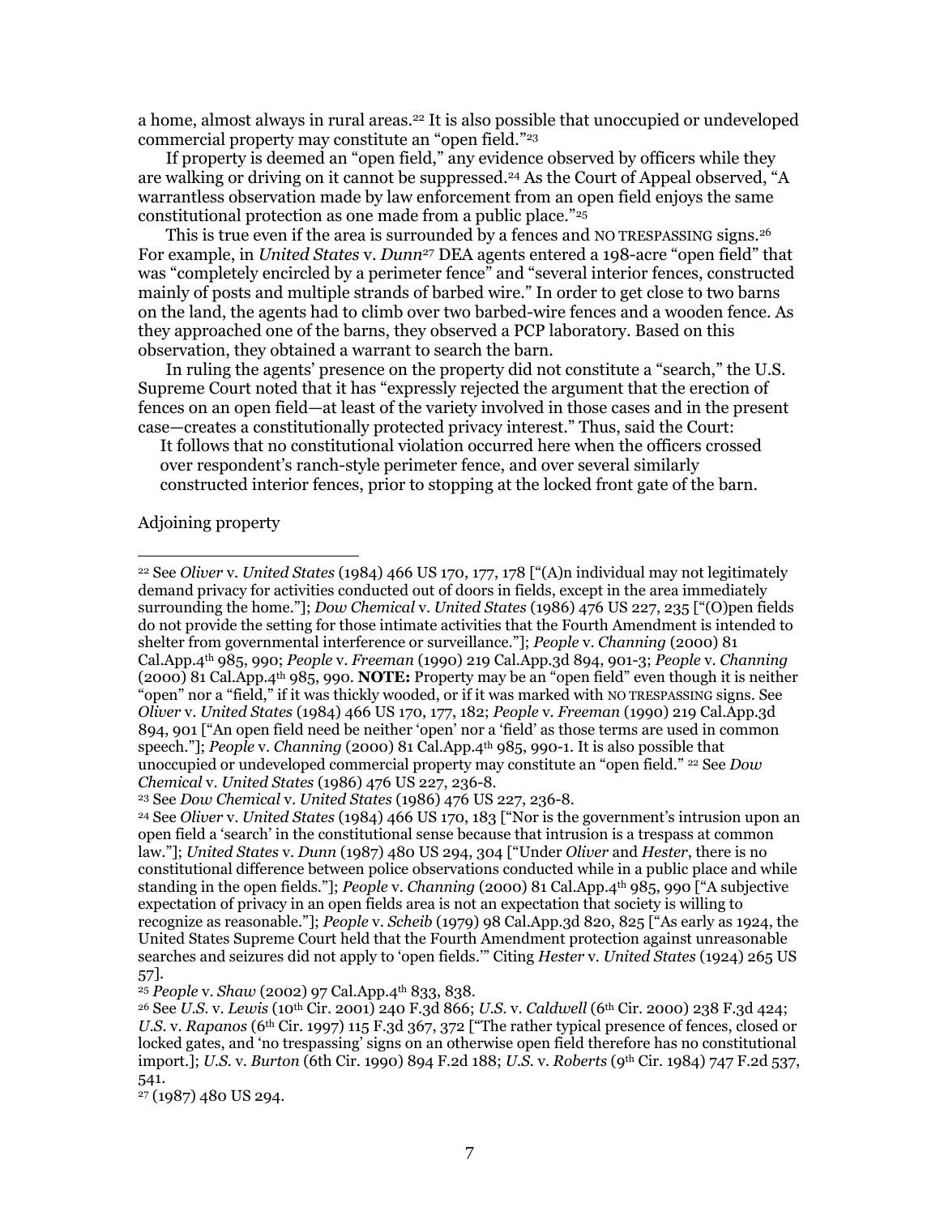a home, almost always in rural areas.[22] It is also possible that unoccupied or undeveloped commercial property may constitute an "open field."[23]

If property is deemed an "open field," any evidence observed by officers while they are walking or driving on it cannot be suppressed.[24] As the Court of Appeal observed, "A warrantless observation made by law enforcement from an open field enjoys the same constitutional protection as one made from a public place."[25]

This is true even if the area is surrounded by a fences and NO TRESPASSING signs.[26] For example, in *United States* v. *Dunn*[27] DEA agents entered a 198-acre "open field" that was "completely encircled by a perimeter fence" and "several interior fences, constructed mainly of posts and multiple strands of barbed wire." In order to get close to two barns on the land, the agents had to climb over two barbed-wire fences and a wooden fence. As they approached one of the barns, they observed a PCP laboratory. Based on this observation, they obtained a warrant to search the barn.

In ruling the agents' presence on the property did not constitute a "search," the U.S. Supreme Court noted that it has "expressly rejected the argument that the erection of fences on an open field—at least of the variety involved in those cases and in the present case—creates a constitutionally protected privacy interest." Thus, said the Court:

> It follows that no constitutional violation occurred here when the officers crossed over respondent's ranch-style perimeter fence, and over several similarly constructed interior fences, prior to stopping at the locked front gate of the barn.

Adjoining property

---

[22] See *Oliver* v. *United States* (1984) 466 US 170, 177, 178 ["(A)n individual may not legitimately demand privacy for activities conducted out of doors in fields, except in the area immediately surrounding the home."]; *Dow Chemical* v. *United States* (1986) 476 US 227, 235 ["(O)pen fields do not provide the setting for those intimate activities that the Fourth Amendment is intended to shelter from governmental interference or surveillance."]; *People* v. *Channing* (2000) 81 Cal.App.4th 985, 990; *People* v. *Freeman* (1990) 219 Cal.App.3d 894, 901-3; *People* v. *Channing* (2000) 81 Cal.App.4th 985, 990. **NOTE:** Property may be an "open field" even though it is neither "open" nor a "field," if it was thickly wooded, or if it was marked with NO TRESPASSING signs. See *Oliver* v. *United States* (1984) 466 US 170, 177, 182; *People* v. *Freeman* (1990) 219 Cal.App.3d 894, 901 ["An open field need be neither 'open' nor a 'field' as those terms are used in common speech."]; *People* v. *Channing* (2000) 81 Cal.App.4th 985, 990-1. It is also possible that unoccupied or undeveloped commercial property may constitute an "open field." [22] See *Dow Chemical* v. *United States* (1986) 476 US 227, 236-8.

[23] See *Dow Chemical* v. *United States* (1986) 476 US 227, 236-8.

[24] See *Oliver* v. *United States* (1984) 466 US 170, 183 ["Nor is the government's intrusion upon an open field a 'search' in the constitutional sense because that intrusion is a trespass at common law."]; *United States* v. *Dunn* (1987) 480 US 294, 304 ["Under *Oliver* and *Hester*, there is no constitutional difference between police observations conducted while in a public place and while standing in the open fields."]; *People* v. *Channing* (2000) 81 Cal.App.4th 985, 990 ["A subjective expectation of privacy in an open fields area is not an expectation that society is willing to recognize as reasonable."]; *People* v. *Scheib* (1979) 98 Cal.App.3d 820, 825 ["As early as 1924, the United States Supreme Court held that the Fourth Amendment protection against unreasonable searches and seizures did not apply to 'open fields.'" Citing *Hester* v. *United States* (1924) 265 US 57].

[25] *People* v. *Shaw* (2002) 97 Cal.App.4th 833, 838.

[26] See *U.S.* v. *Lewis* (10th Cir. 2001) 240 F.3d 866; *U.S.* v. *Caldwell* (6th Cir. 2000) 238 F.3d 424; *U.S.* v. *Rapanos* (6th Cir. 1997) 115 F.3d 367, 372 ["The rather typical presence of fences, closed or locked gates, and 'no trespassing' signs on an otherwise open field therefore has no constitutional import.]; *U.S.* v. *Burton* (6th Cir. 1990) 894 F.2d 188; *U.S.* v. *Roberts* (9th Cir. 1984) 747 F.2d 537, 541.

[27] (1987) 480 US 294.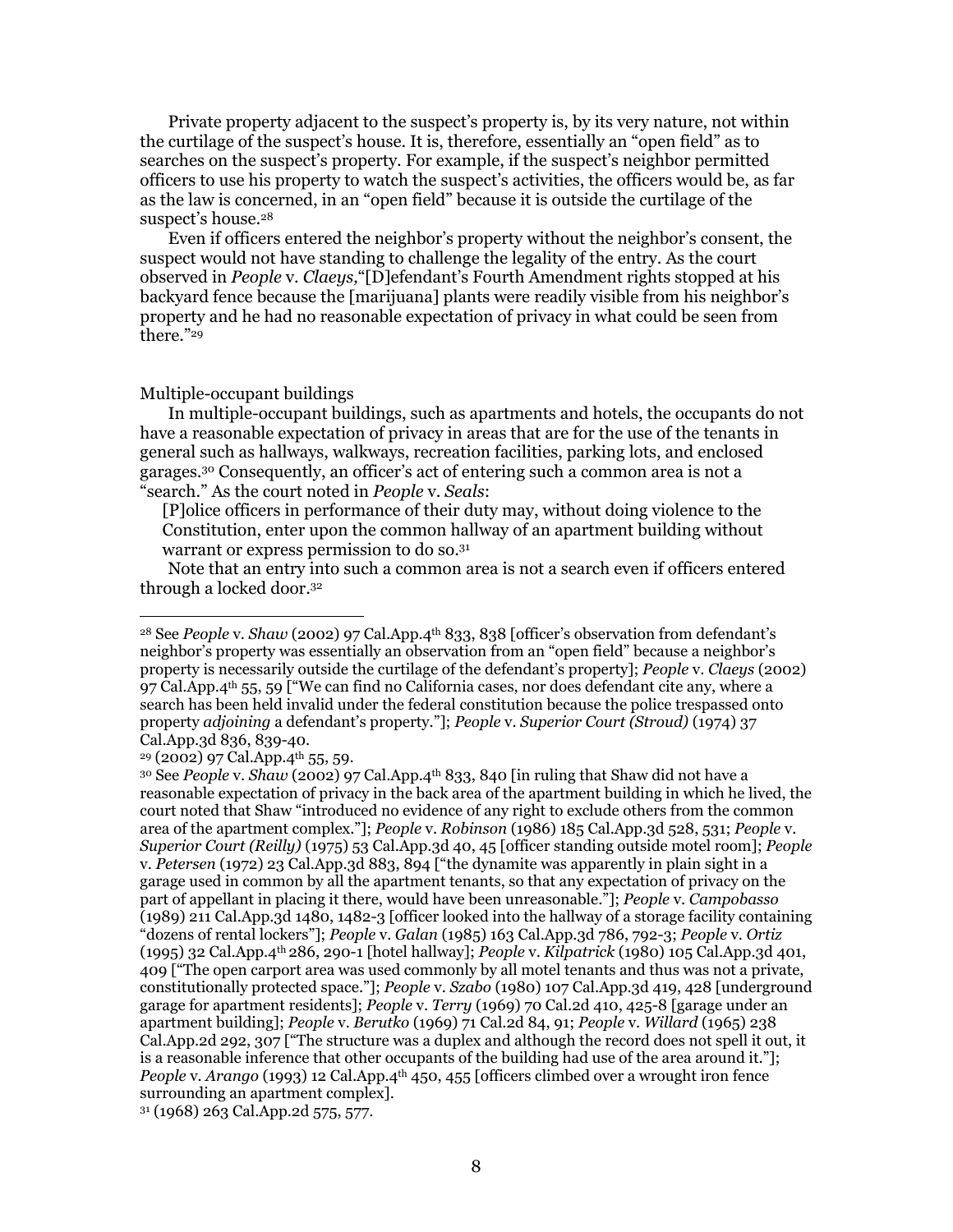Private property adjacent to the suspect's property is, by its very nature, not within the curtilage of the suspect's house. It is, therefore, essentially an "open field" as to searches on the suspect's property. For example, if the suspect's neighbor permitted officers to use his property to watch the suspect's activities, the officers would be, as far as the law is concerned, in an "open field" because it is outside the curtilage of the suspect's house.[28]

Even if officers entered the neighbor's property without the neighbor's consent, the suspect would not have standing to challenge the legality of the entry. As the court observed in *People* v. *Claeys,*"[D]efendant's Fourth Amendment rights stopped at his backyard fence because the [marijuana] plants were readily visible from his neighbor's property and he had no reasonable expectation of privacy in what could be seen from there."[29]

Multiple-occupant buildings

In multiple-occupant buildings, such as apartments and hotels, the occupants do not have a reasonable expectation of privacy in areas that are for the use of the tenants in general such as hallways, walkways, recreation facilities, parking lots, and enclosed garages.[30] Consequently, an officer's act of entering such a common area is not a "search." As the court noted in *People* v. *Seals*:

> [P]olice officers in performance of their duty may, without doing violence to the Constitution, enter upon the common hallway of an apartment building without warrant or express permission to do so.[31]

Note that an entry into such a common area is not a search even if officers entered through a locked door.[32]

---

[28] See *People* v. *Shaw* (2002) 97 Cal.App.4th 833, 838 [officer's observation from defendant's neighbor's property was essentially an observation from an "open field" because a neighbor's property is necessarily outside the curtilage of the defendant's property]; *People* v. *Claeys* (2002) 97 Cal.App.4th 55, 59 ["We can find no California cases, nor does defendant cite any, where a search has been held invalid under the federal constitution because the police trespassed onto property *adjoining* a defendant's property."]; *People* v. *Superior Court (Stroud)* (1974) 37 Cal.App.3d 836, 839-40.

[29] (2002) 97 Cal.App.4th 55, 59.

[30] See *People* v. *Shaw* (2002) 97 Cal.App.4th 833, 840 [in ruling that Shaw did not have a reasonable expectation of privacy in the back area of the apartment building in which he lived, the court noted that Shaw "introduced no evidence of any right to exclude others from the common area of the apartment complex."]; *People* v. *Robinson* (1986) 185 Cal.App.3d 528, 531; *People* v. *Superior Court (Reilly)* (1975) 53 Cal.App.3d 40, 45 [officer standing outside motel room]; *People* v. *Petersen* (1972) 23 Cal.App.3d 883, 894 ["the dynamite was apparently in plain sight in a garage used in common by all the apartment tenants, so that any expectation of privacy on the part of appellant in placing it there, would have been unreasonable."]; *People* v. *Campobasso* (1989) 211 Cal.App.3d 1480, 1482-3 [officer looked into the hallway of a storage facility containing "dozens of rental lockers"]; *People* v. *Galan* (1985) 163 Cal.App.3d 786, 792-3; *People* v. *Ortiz* (1995) 32 Cal.App.4th 286, 290-1 [hotel hallway]; *People* v. *Kilpatrick* (1980) 105 Cal.App.3d 401, 409 ["The open carport area was used commonly by all motel tenants and thus was not a private, constitutionally protected space."]; *People* v. *Szabo* (1980) 107 Cal.App.3d 419, 428 [underground garage for apartment residents]; *People* v. *Terry* (1969) 70 Cal.2d 410, 425-8 [garage under an apartment building]; *People* v. *Berutko* (1969) 71 Cal.2d 84, 91; *People* v. *Willard* (1965) 238 Cal.App.2d 292, 307 ["The structure was a duplex and although the record does not spell it out, it is a reasonable inference that other occupants of the building had use of the area around it."]; *People* v. *Arango* (1993) 12 Cal.App.4th 450, 455 [officers climbed over a wrought iron fence surrounding an apartment complex].

[31] (1968) 263 Cal.App.2d 575, 577.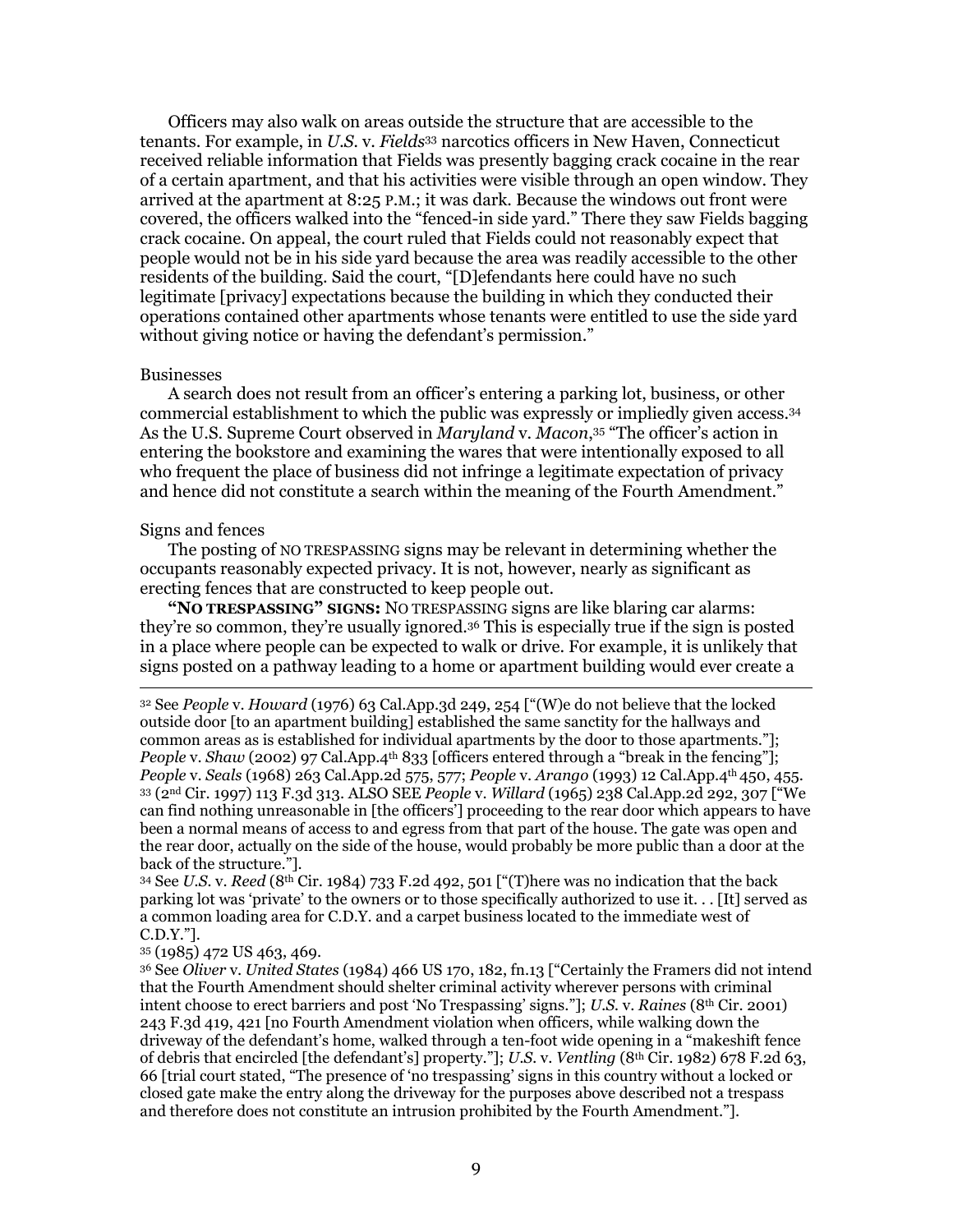Officers may also walk on areas outside the structure that are accessible to the tenants. For example, in *U.S.* v. *Fields*[33] narcotics officers in New Haven, Connecticut received reliable information that Fields was presently bagging crack cocaine in the rear of a certain apartment, and that his activities were visible through an open window. They arrived at the apartment at 8:25 P.M.; it was dark. Because the windows out front were covered, the officers walked into the "fenced-in side yard." There they saw Fields bagging crack cocaine. On appeal, the court ruled that Fields could not reasonably expect that people would not be in his side yard because the area was readily accessible to the other residents of the building. Said the court, "[D]efendants here could have no such legitimate [privacy] expectations because the building in which they conducted their operations contained other apartments whose tenants were entitled to use the side yard without giving notice or having the defendant's permission."

Businesses

A search does not result from an officer's entering a parking lot, business, or other commercial establishment to which the public was expressly or impliedly given access.[34] As the U.S. Supreme Court observed in *Maryland* v. *Macon*,[35] "The officer's action in entering the bookstore and examining the wares that were intentionally exposed to all who frequent the place of business did not infringe a legitimate expectation of privacy and hence did not constitute a search within the meaning of the Fourth Amendment."

Signs and fences

The posting of NO TRESPASSING signs may be relevant in determining whether the occupants reasonably expected privacy. It is not, however, nearly as significant as erecting fences that are constructed to keep people out.

**"NO TRESPASSING" SIGNS:** NO TRESPASSING signs are like blaring car alarms: they're so common, they're usually ignored.[36] This is especially true if the sign is posted in a place where people can be expected to walk or drive. For example, it is unlikely that signs posted on a pathway leading to a home or apartment building would ever create a

---

[32] See *People* v. *Howard* (1976) 63 Cal.App.3d 249, 254 ["(W)e do not believe that the locked outside door [to an apartment building] established the same sanctity for the hallways and common areas as is established for individual apartments by the door to those apartments."]; *People* v. *Shaw* (2002) 97 Cal.App.4th 833 [officers entered through a "break in the fencing"]; *People* v. *Seals* (1968) 263 Cal.App.2d 575, 577; *People* v. *Arango* (1993) 12 Cal.App.4th 450, 455.

[33] (2nd Cir. 1997) 113 F.3d 313. ALSO SEE *People* v. *Willard* (1965) 238 Cal.App.2d 292, 307 ["We can find nothing unreasonable in [the officers'] proceeding to the rear door which appears to have been a normal means of access to and egress from that part of the house. The gate was open and the rear door, actually on the side of the house, would probably be more public than a door at the back of the structure."].

[34] See *U.S.* v. *Reed* (8th Cir. 1984) 733 F.2d 492, 501 ["(T)here was no indication that the back parking lot was 'private' to the owners or to those specifically authorized to use it. . . [It] served as a common loading area for C.D.Y. and a carpet business located to the immediate west of C.D.Y."].

[35] (1985) 472 US 463, 469.

[36] See *Oliver* v. *United States* (1984) 466 US 170, 182, fn.13 ["Certainly the Framers did not intend that the Fourth Amendment should shelter criminal activity wherever persons with criminal intent choose to erect barriers and post 'No Trespassing' signs."]; *U.S.* v. *Raines* (8th Cir. 2001) 243 F.3d 419, 421 [no Fourth Amendment violation when officers, while walking down the driveway of the defendant's home, walked through a ten-foot wide opening in a "makeshift fence of debris that encircled [the defendant's] property."]; *U.S.* v. *Ventling* (8th Cir. 1982) 678 F.2d 63, 66 [trial court stated, "The presence of 'no trespassing' signs in this country without a locked or closed gate make the entry along the driveway for the purposes above described not a trespass and therefore does not constitute an intrusion prohibited by the Fourth Amendment."].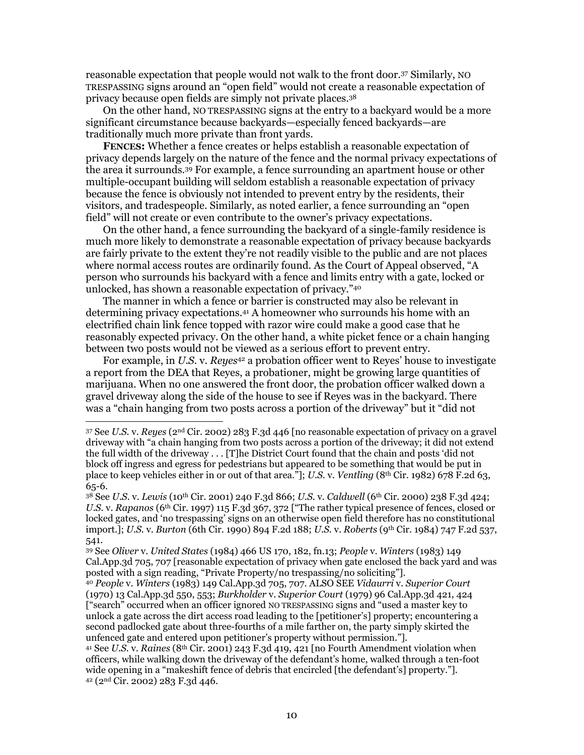reasonable expectation that people would not walk to the front door.[37] Similarly, NO TRESPASSING signs around an "open field" would not create a reasonable expectation of privacy because open fields are simply not private places.[38]

On the other hand, NO TRESPASSING signs at the entry to a backyard would be a more significant circumstance because backyards—especially fenced backyards—are traditionally much more private than front yards.

**FENCES:** Whether a fence creates or helps establish a reasonable expectation of privacy depends largely on the nature of the fence and the normal privacy expectations of the area it surrounds.[39] For example, a fence surrounding an apartment house or other multiple-occupant building will seldom establish a reasonable expectation of privacy because the fence is obviously not intended to prevent entry by the residents, their visitors, and tradespeople. Similarly, as noted earlier, a fence surrounding an "open field" will not create or even contribute to the owner's privacy expectations.

On the other hand, a fence surrounding the backyard of a single-family residence is much more likely to demonstrate a reasonable expectation of privacy because backyards are fairly private to the extent they're not readily visible to the public and are not places where normal access routes are ordinarily found. As the Court of Appeal observed, "A person who surrounds his backyard with a fence and limits entry with a gate, locked or unlocked, has shown a reasonable expectation of privacy."[40]

The manner in which a fence or barrier is constructed may also be relevant in determining privacy expectations.[41] A homeowner who surrounds his home with an electrified chain link fence topped with razor wire could make a good case that he reasonably expected privacy. On the other hand, a white picket fence or a chain hanging between two posts would not be viewed as a serious effort to prevent entry.

For example, in *U.S.* v. *Reyes*[42] a probation officer went to Reyes' house to investigate a report from the DEA that Reyes, a probationer, might be growing large quantities of marijuana. When no one answered the front door, the probation officer walked down a gravel driveway along the side of the house to see if Reyes was in the backyard. There was a "chain hanging from two posts across a portion of the driveway" but it "did not

---

[37] See *U.S.* v. *Reyes* (2nd Cir. 2002) 283 F.3d 446 [no reasonable expectation of privacy on a gravel driveway with "a chain hanging from two posts across a portion of the driveway; it did not extend the full width of the driveway . . . [T]he District Court found that the chain and posts 'did not block off ingress and egress for pedestrians but appeared to be something that would be put in place to keep vehicles either in or out of that area."]; *U.S.* v. *Ventling* (8th Cir. 1982) 678 F.2d 63, 65-6.

[38] See *U.S.* v. *Lewis* (10th Cir. 2001) 240 F.3d 866; *U.S.* v. *Caldwell* (6th Cir. 2000) 238 F.3d 424; *U.S.* v. *Rapanos* (6th Cir. 1997) 115 F.3d 367, 372 ["The rather typical presence of fences, closed or locked gates, and 'no trespassing' signs on an otherwise open field therefore has no constitutional import.]; *U.S.* v. *Burton* (6th Cir. 1990) 894 F.2d 188; *U.S.* v. *Roberts* (9th Cir. 1984) 747 F.2d 537, 541.

[39] See *Oliver* v. *United States* (1984) 466 US 170, 182, fn.13; *People* v. *Winters* (1983) 149 Cal.App.3d 705, 707 [reasonable expectation of privacy when gate enclosed the back yard and was posted with a sign reading, "Private Property/no trespassing/no soliciting"].

[40] *People* v. *Winters* (1983) 149 Cal.App.3d 705, 707. ALSO SEE *Vidaurri* v. *Superior Court* (1970) 13 Cal.App.3d 550, 553; *Burkholder* v. *Superior Court* (1979) 96 Cal.App.3d 421, 424 ["search" occurred when an officer ignored NO TRESPASSING signs and "used a master key to unlock a gate across the dirt access road leading to the [petitioner's] property; encountering a second padlocked gate about three-fourths of a mile farther on, the party simply skirted the unfenced gate and entered upon petitioner's property without permission."].

[41] See *U.S.* v. *Raines* (8th Cir. 2001) 243 F.3d 419, 421 [no Fourth Amendment violation when officers, while walking down the driveway of the defendant's home, walked through a ten-foot wide opening in a "makeshift fence of debris that encircled [the defendant's] property."].

[42] (2nd Cir. 2002) 283 F.3d 446.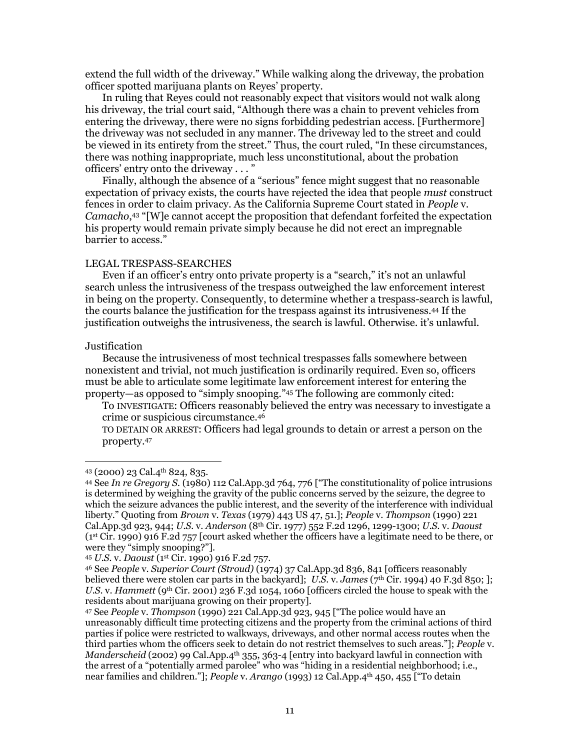extend the full width of the driveway." While walking along the driveway, the probation officer spotted marijuana plants on Reyes' property.

In ruling that Reyes could not reasonably expect that visitors would not walk along his driveway, the trial court said, "Although there was a chain to prevent vehicles from entering the driveway, there were no signs forbidding pedestrian access. [Furthermore] the driveway was not secluded in any manner. The driveway led to the street and could be viewed in its entirety from the street." Thus, the court ruled, "In these circumstances, there was nothing inappropriate, much less unconstitutional, about the probation officers' entry onto the driveway . . . "

Finally, although the absence of a "serious" fence might suggest that no reasonable expectation of privacy exists, the courts have rejected the idea that people *must* construct fences in order to claim privacy. As the California Supreme Court stated in *People* v. *Camacho*,[43] "[W]e cannot accept the proposition that defendant forfeited the expectation his property would remain private simply because he did not erect an impregnable barrier to access."

### LEGAL TRESPASS-SEARCHES

Even if an officer's entry onto private property is a "search," it's not an unlawful search unless the intrusiveness of the trespass outweighed the law enforcement interest in being on the property. Consequently, to determine whether a trespass-search is lawful, the courts balance the justification for the trespass against its intrusiveness.[44] If the justification outweighs the intrusiveness, the search is lawful. Otherwise. it's unlawful.

#### Justification

Because the intrusiveness of most technical trespasses falls somewhere between nonexistent and trivial, not much justification is ordinarily required. Even so, officers must be able to articulate some legitimate law enforcement interest for entering the property—as opposed to "simply snooping."[45] The following are commonly cited:

TO INVESTIGATE: Officers reasonably believed the entry was necessary to investigate a crime or suspicious circumstance.[46]

TO DETAIN OR ARREST: Officers had legal grounds to detain or arrest a person on the property.[47]

---

[43] (2000) 23 Cal.4th 824, 835.

[44] See *In re Gregory S.* (1980) 112 Cal.App.3d 764, 776 ["The constitutionality of police intrusions is determined by weighing the gravity of the public concerns served by the seizure, the degree to which the seizure advances the public interest, and the severity of the interference with individual liberty." Quoting from *Brown* v. *Texas* (1979) 443 US 47, 51.]; *People* v. *Thompson* (1990) 221 Cal.App.3d 923, 944; *U.S.* v. *Anderson* (8th Cir. 1977) 552 F.2d 1296, 1299-1300; *U.S.* v. *Daoust* (1st Cir. 1990) 916 F.2d 757 [court asked whether the officers have a legitimate need to be there, or were they "simply snooping?"].

[45] *U.S.* v. *Daoust* (1st Cir. 1990) 916 F.2d 757.

[46] See *People* v. *Superior Court (Stroud)* (1974) 37 Cal.App.3d 836, 841 [officers reasonably believed there were stolen car parts in the backyard]; *U.S.* v. *James* (7th Cir. 1994) 40 F.3d 850; ]; *U.S.* v. *Hammett* (9th Cir. 2001) 236 F.3d 1054, 1060 [officers circled the house to speak with the residents about marijuana growing on their property].

[47] See *People* v. *Thompson* (1990) 221 Cal.App.3d 923, 945 ["The police would have an unreasonably difficult time protecting citizens and the property from the criminal actions of third parties if police were restricted to walkways, driveways, and other normal access routes when the third parties whom the officers seek to detain do not restrict themselves to such areas."]; *People* v. *Manderscheid* (2002) 99 Cal.App.4th 355, 363-4 [entry into backyard lawful in connection with the arrest of a "potentially armed parolee" who was "hiding in a residential neighborhood; i.e., near families and children."]; *People* v. *Arango* (1993) 12 Cal.App.4th 450, 455 ["To detain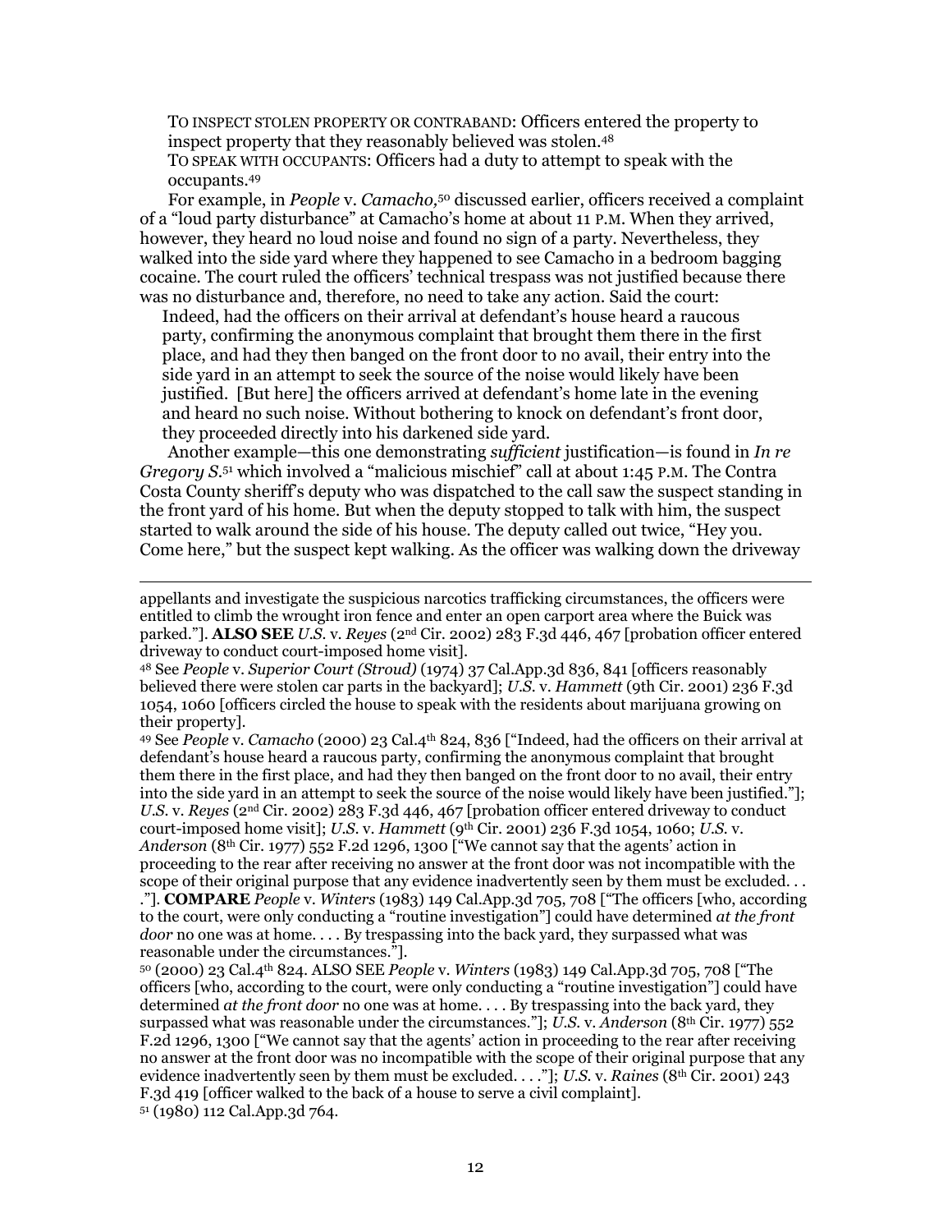TO INSPECT STOLEN PROPERTY OR CONTRABAND: Officers entered the property to inspect property that they reasonably believed was stolen.[48]

TO SPEAK WITH OCCUPANTS: Officers had a duty to attempt to speak with the occupants.[49]

For example, in *People* v. *Camacho,*[50] discussed earlier, officers received a complaint of a "loud party disturbance" at Camacho's home at about 11 P.M. When they arrived, however, they heard no loud noise and found no sign of a party. Nevertheless, they walked into the side yard where they happened to see Camacho in a bedroom bagging cocaine. The court ruled the officers' technical trespass was not justified because there was no disturbance and, therefore, no need to take any action. Said the court:

> Indeed, had the officers on their arrival at defendant's house heard a raucous party, confirming the anonymous complaint that brought them there in the first place, and had they then banged on the front door to no avail, their entry into the side yard in an attempt to seek the source of the noise would likely have been justified. [But here] the officers arrived at defendant's home late in the evening and heard no such noise. Without bothering to knock on defendant's front door, they proceeded directly into his darkened side yard.

Another example—this one demonstrating *sufficient* justification—is found in *In re Gregory S.*[51] which involved a "malicious mischief" call at about 1:45 P.M. The Contra Costa County sheriff's deputy who was dispatched to the call saw the suspect standing in the front yard of his home. But when the deputy stopped to talk with him, the suspect started to walk around the side of his house. The deputy called out twice, "Hey you. Come here," but the suspect kept walking. As the officer was walking down the driveway

---

appellants and investigate the suspicious narcotics trafficking circumstances, the officers were entitled to climb the wrought iron fence and enter an open carport area where the Buick was parked."]. **ALSO SEE** *U.S.* v. *Reyes* (2nd Cir. 2002) 283 F.3d 446, 467 [probation officer entered driveway to conduct court-imposed home visit].

[48] See *People* v. *Superior Court (Stroud)* (1974) 37 Cal.App.3d 836, 841 [officers reasonably believed there were stolen car parts in the backyard]; *U.S.* v. *Hammett* (9th Cir. 2001) 236 F.3d 1054, 1060 [officers circled the house to speak with the residents about marijuana growing on their property].

[49] See *People* v. *Camacho* (2000) 23 Cal.4th 824, 836 ["Indeed, had the officers on their arrival at defendant's house heard a raucous party, confirming the anonymous complaint that brought them there in the first place, and had they then banged on the front door to no avail, their entry into the side yard in an attempt to seek the source of the noise would likely have been justified."]; *U.S.* v. *Reyes* (2nd Cir. 2002) 283 F.3d 446, 467 [probation officer entered driveway to conduct court-imposed home visit]; *U.S.* v. *Hammett* (9th Cir. 2001) 236 F.3d 1054, 1060; *U.S.* v. *Anderson* (8th Cir. 1977) 552 F.2d 1296, 1300 ["We cannot say that the agents' action in proceeding to the rear after receiving no answer at the front door was not incompatible with the scope of their original purpose that any evidence inadvertently seen by them must be excluded. . . ."]. **COMPARE** *People* v. *Winters* (1983) 149 Cal.App.3d 705, 708 ["The officers [who, according to the court, were only conducting a "routine investigation"] could have determined *at the front door* no one was at home. . . . By trespassing into the back yard, they surpassed what was reasonable under the circumstances."].

[50] (2000) 23 Cal.4th 824. ALSO SEE *People* v. *Winters* (1983) 149 Cal.App.3d 705, 708 ["The officers [who, according to the court, were only conducting a "routine investigation"] could have determined *at the front door* no one was at home. . . . By trespassing into the back yard, they surpassed what was reasonable under the circumstances."]; *U.S.* v. *Anderson* (8th Cir. 1977) 552 F.2d 1296, 1300 ["We cannot say that the agents' action in proceeding to the rear after receiving no answer at the front door was no incompatible with the scope of their original purpose that any evidence inadvertently seen by them must be excluded. . . ."]; *U.S.* v. *Raines* (8th Cir. 2001) 243 F.3d 419 [officer walked to the back of a house to serve a civil complaint].

[51] (1980) 112 Cal.App.3d 764.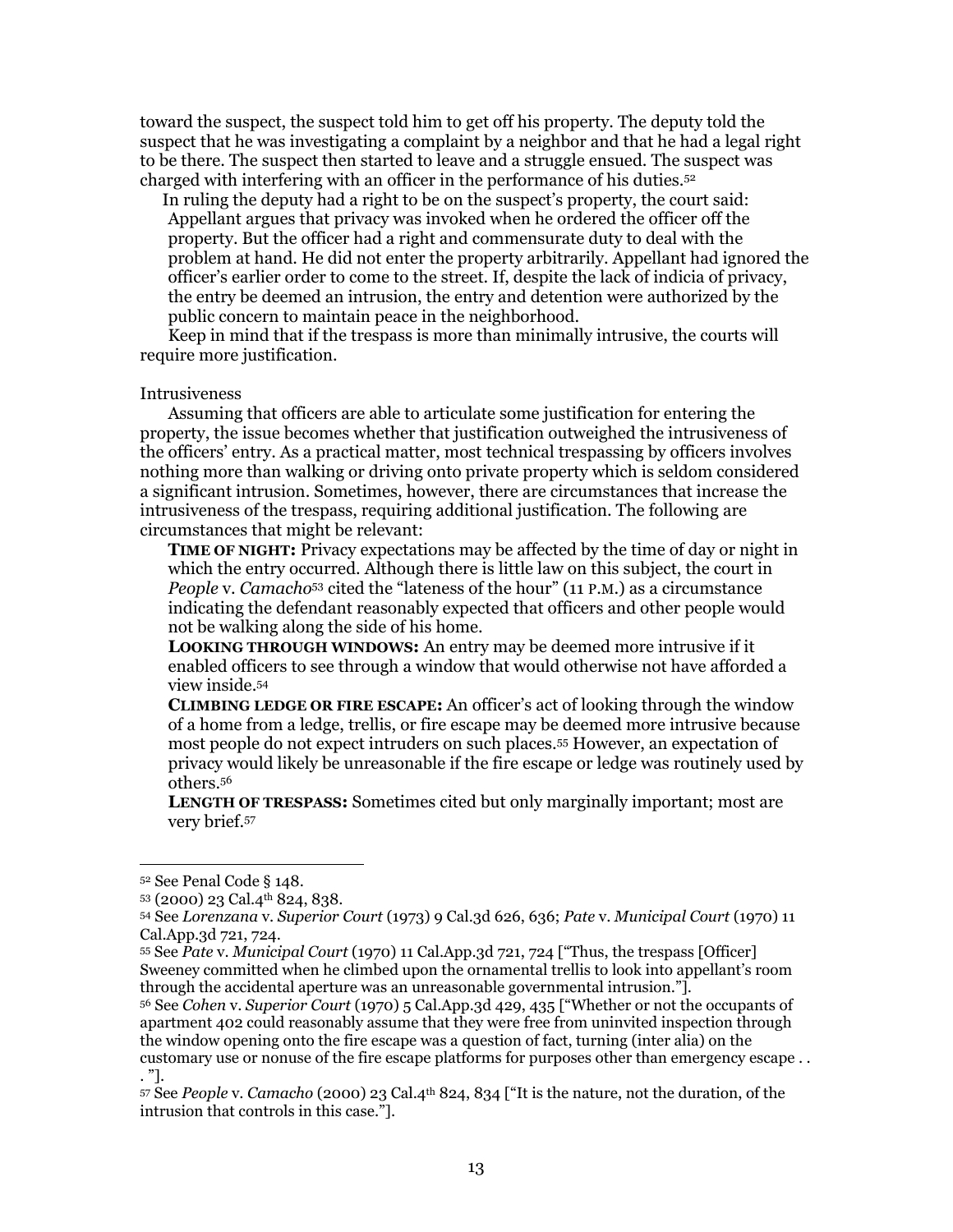toward the suspect, the suspect told him to get off his property. The deputy told the suspect that he was investigating a complaint by a neighbor and that he had a legal right to be there. The suspect then started to leave and a struggle ensued. The suspect was charged with interfering with an officer in the performance of his duties.[52]

In ruling the deputy had a right to be on the suspect's property, the court said:

> Appellant argues that privacy was invoked when he ordered the officer off the property. But the officer had a right and commensurate duty to deal with the problem at hand. He did not enter the property arbitrarily. Appellant had ignored the officer's earlier order to come to the street. If, despite the lack of indicia of privacy, the entry be deemed an intrusion, the entry and detention were authorized by the public concern to maintain peace in the neighborhood.

Keep in mind that if the trespass is more than minimally intrusive, the courts will require more justification.

### Intrusiveness

Assuming that officers are able to articulate some justification for entering the property, the issue becomes whether that justification outweighed the intrusiveness of the officers' entry. As a practical matter, most technical trespassing by officers involves nothing more than walking or driving onto private property which is seldom considered a significant intrusion. Sometimes, however, there are circumstances that increase the intrusiveness of the trespass, requiring additional justification. The following are circumstances that might be relevant:

**TIME OF NIGHT:** Privacy expectations may be affected by the time of day or night in which the entry occurred. Although there is little law on this subject, the court in *People* v. *Camacho*[53] cited the "lateness of the hour" (11 P.M.) as a circumstance indicating the defendant reasonably expected that officers and other people would not be walking along the side of his home.

**LOOKING THROUGH WINDOWS:** An entry may be deemed more intrusive if it enabled officers to see through a window that would otherwise not have afforded a view inside.[54]

**CLIMBING LEDGE OR FIRE ESCAPE:** An officer's act of looking through the window of a home from a ledge, trellis, or fire escape may be deemed more intrusive because most people do not expect intruders on such places.[55] However, an expectation of privacy would likely be unreasonable if the fire escape or ledge was routinely used by others.[56]

**LENGTH OF TRESPASS:** Sometimes cited but only marginally important; most are very brief.[57]

---

[52] See Penal Code § 148.

[53] (2000) 23 Cal.4th 824, 838.

[54] See *Lorenzana* v. *Superior Court* (1973) 9 Cal.3d 626, 636; *Pate* v. *Municipal Court* (1970) 11 Cal.App.3d 721, 724.

[55] See *Pate* v. *Municipal Court* (1970) 11 Cal.App.3d 721, 724 ["Thus, the trespass [Officer] Sweeney committed when he climbed upon the ornamental trellis to look into appellant's room through the accidental aperture was an unreasonable governmental intrusion."].

[56] See *Cohen* v. *Superior Court* (1970) 5 Cal.App.3d 429, 435 ["Whether or not the occupants of apartment 402 could reasonably assume that they were free from uninvited inspection through the window opening onto the fire escape was a question of fact, turning (inter alia) on the customary use or nonuse of the fire escape platforms for purposes other than emergency escape . . . "].

[57] See *People* v. *Camacho* (2000) 23 Cal.4th 824, 834 ["It is the nature, not the duration, of the intrusion that controls in this case."].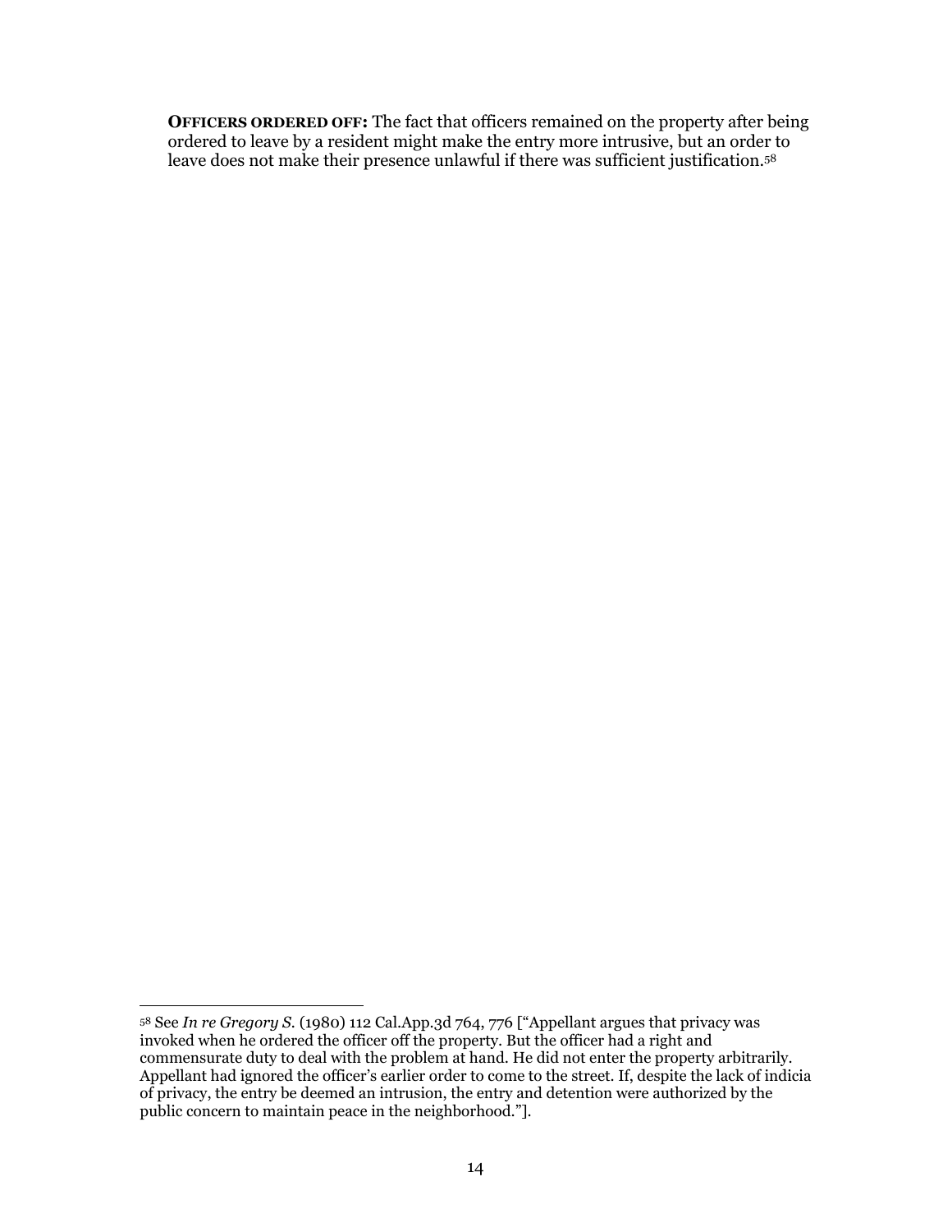**OFFICERS ORDERED OFF:** The fact that officers remained on the property after being ordered to leave by a resident might make the entry more intrusive, but an order to leave does not make their presence unlawful if there was sufficient justification.[58]

[58] See *In re Gregory S.* (1980) 112 Cal.App.3d 764, 776 ["Appellant argues that privacy was invoked when he ordered the officer off the property. But the officer had a right and commensurate duty to deal with the problem at hand. He did not enter the property arbitrarily. Appellant had ignored the officer's earlier order to come to the street. If, despite the lack of indicia of privacy, the entry be deemed an intrusion, the entry and detention were authorized by the public concern to maintain peace in the neighborhood."].